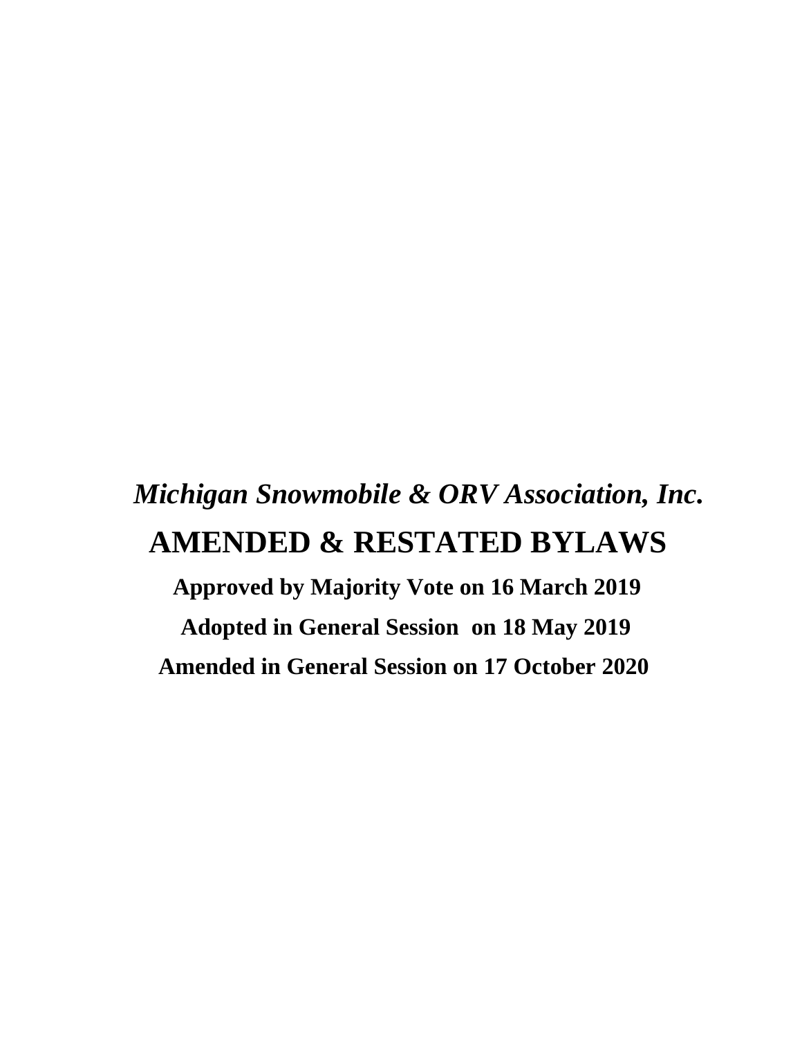*Michigan Snowmobile & ORV Association, Inc.*

# AMENDED & RESTATED BYLAWS

**Approved by Majority Vote on 16 March 2019**

**Adopted in General Session on 18 May 2019**

**Amended in General Session on 17 October 2020**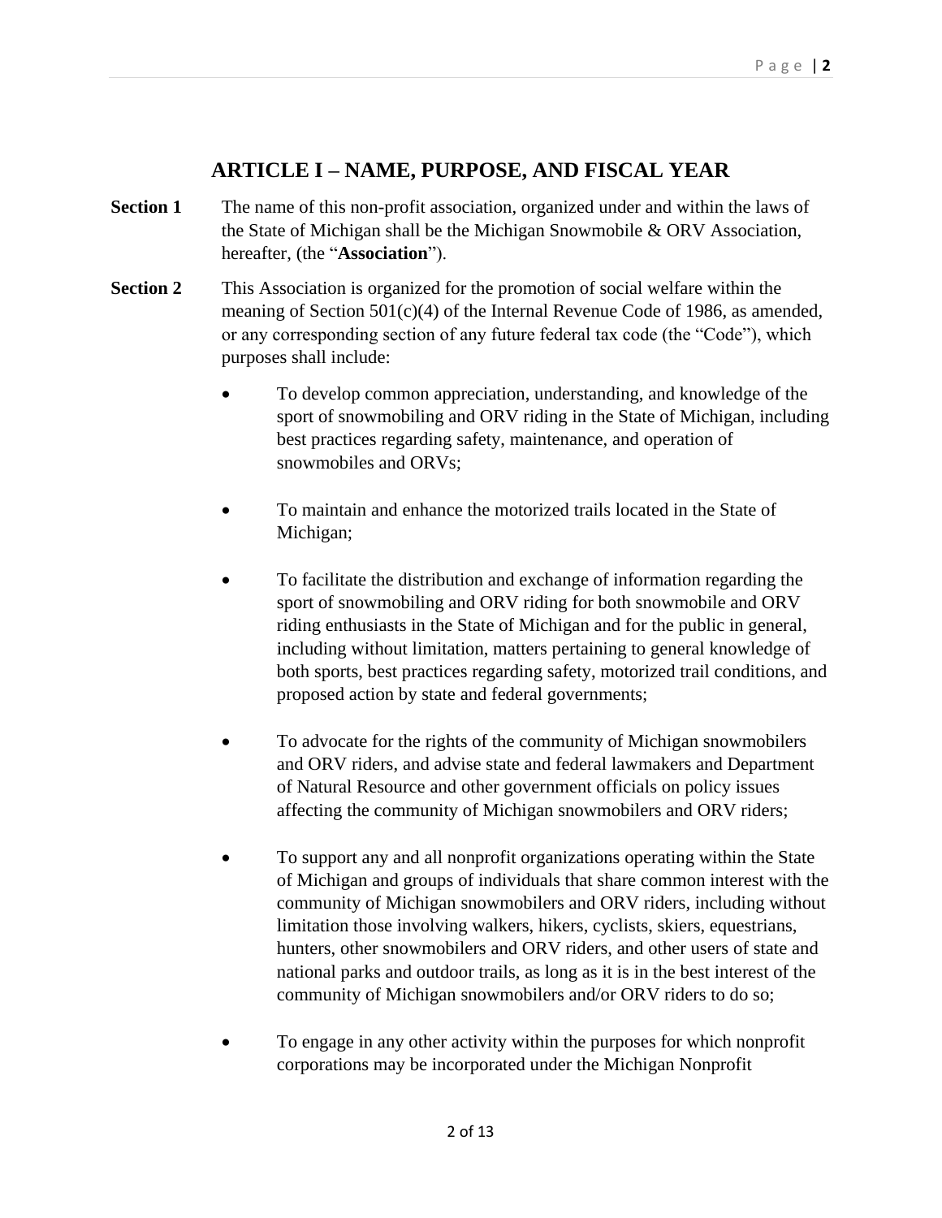## ARTICLE I – NAME, PURPOSE, AND FISCAL YEAR

**Section 1** The name of this non-profit association, organized under and within the laws of the State of Michigan shall be the Michigan Snowmobile & ORV Association, hereafter, (the "**Association**").

**Section 2** This Association is organized for the promotion of social welfare within the meaning of Section 501(c)(4) of the Internal Revenue Code of 1986, as amended, or any corresponding section of any future federal tax code (the "Code"), which purposes shall include:

- To develop common appreciation, understanding, and knowledge of the sport of snowmobiling and ORV riding in the State of Michigan, including best practices regarding safety, maintenance, and operation of snowmobiles and ORVs;

- To maintain and enhance the motorized trails located in the State of Michigan;

- To facilitate the distribution and exchange of information regarding the sport of snowmobiling and ORV riding for both snowmobile and ORV riding enthusiasts in the State of Michigan and for the public in general, including without limitation, matters pertaining to general knowledge of both sports, best practices regarding safety, motorized trail conditions, and proposed action by state and federal governments;

- To advocate for the rights of the community of Michigan snowmobilers and ORV riders, and advise state and federal lawmakers and Department of Natural Resource and other government officials on policy issues affecting the community of Michigan snowmobilers and ORV riders;

- To support any and all nonprofit organizations operating within the State of Michigan and groups of individuals that share common interest with the community of Michigan snowmobilers and ORV riders, including without limitation those involving walkers, hikers, cyclists, skiers, equestrians, hunters, other snowmobilers and ORV riders, and other users of state and national parks and outdoor trails, as long as it is in the best interest of the community of Michigan snowmobilers and/or ORV riders to do so;

- To engage in any other activity within the purposes for which nonprofit corporations may be incorporated under the Michigan Nonprofit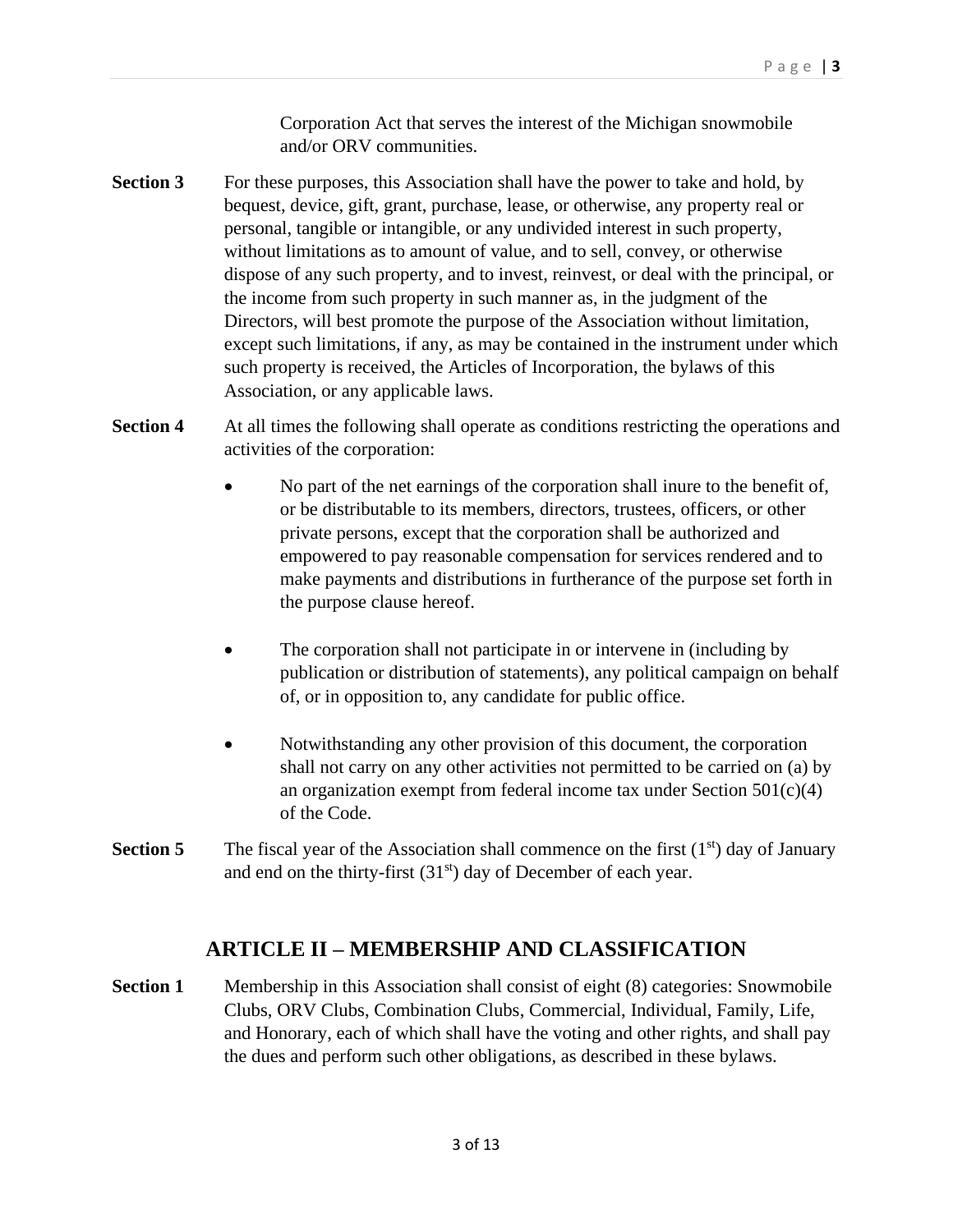Corporation Act that serves the interest of the Michigan snowmobile and/or ORV communities.

**Section 3** For these purposes, this Association shall have the power to take and hold, by bequest, device, gift, grant, purchase, lease, or otherwise, any property real or personal, tangible or intangible, or any undivided interest in such property, without limitations as to amount of value, and to sell, convey, or otherwise dispose of any such property, and to invest, reinvest, or deal with the principal, or the income from such property in such manner as, in the judgment of the Directors, will best promote the purpose of the Association without limitation, except such limitations, if any, as may be contained in the instrument under which such property is received, the Articles of Incorporation, the bylaws of this Association, or any applicable laws.

**Section 4** At all times the following shall operate as conditions restricting the operations and activities of the corporation:

- No part of the net earnings of the corporation shall inure to the benefit of, or be distributable to its members, directors, trustees, officers, or other private persons, except that the corporation shall be authorized and empowered to pay reasonable compensation for services rendered and to make payments and distributions in furtherance of the purpose set forth in the purpose clause hereof.

- The corporation shall not participate in or intervene in (including by publication or distribution of statements), any political campaign on behalf of, or in opposition to, any candidate for public office.

- Notwithstanding any other provision of this document, the corporation shall not carry on any other activities not permitted to be carried on (a) by an organization exempt from federal income tax under Section 501(c)(4) of the Code.

**Section 5** The fiscal year of the Association shall commence on the first (1st) day of January and end on the thirty-first (31st) day of December of each year.

## ARTICLE II – MEMBERSHIP AND CLASSIFICATION

**Section 1** Membership in this Association shall consist of eight (8) categories: Snowmobile Clubs, ORV Clubs, Combination Clubs, Commercial, Individual, Family, Life, and Honorary, each of which shall have the voting and other rights, and shall pay the dues and perform such other obligations, as described in these bylaws.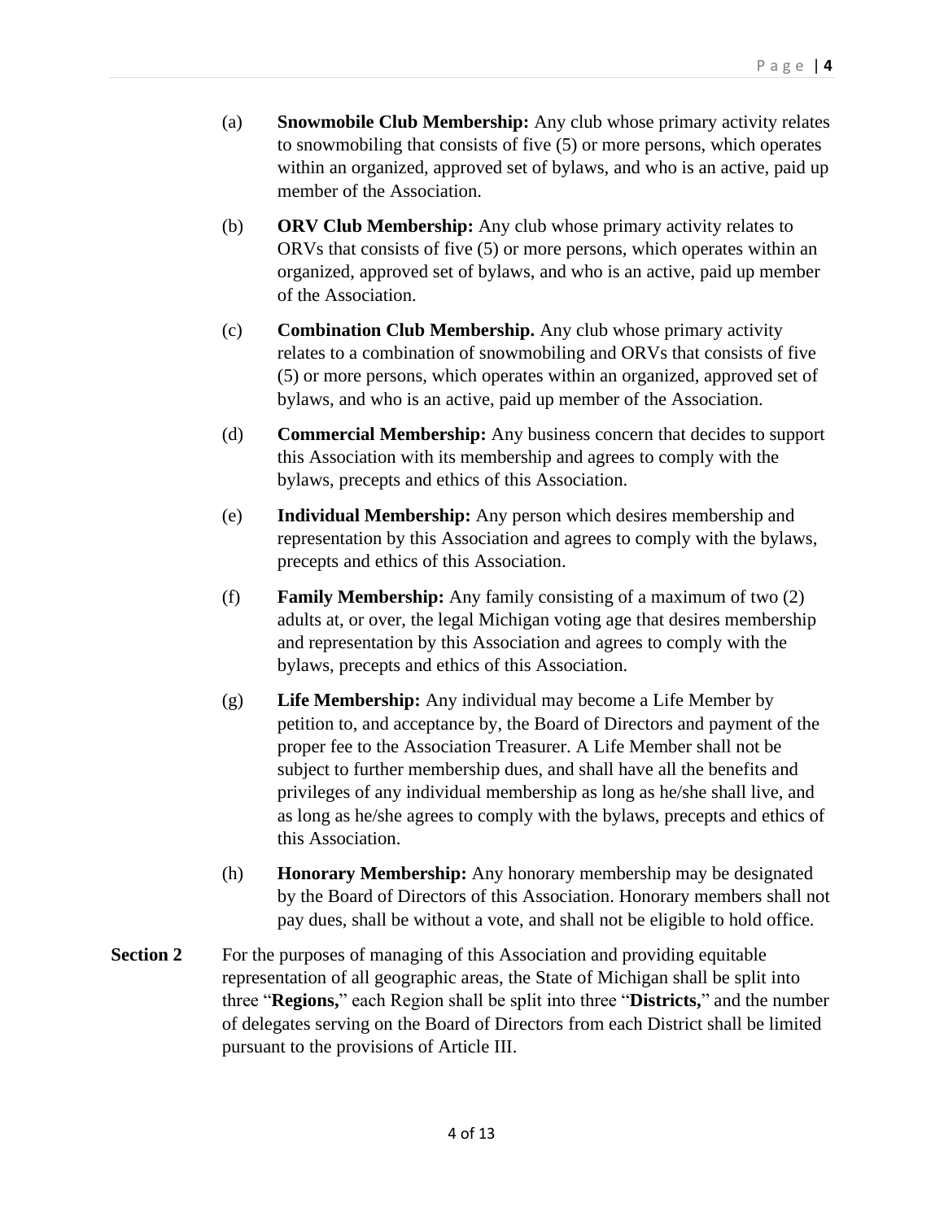(a) **Snowmobile Club Membership:** Any club whose primary activity relates to snowmobiling that consists of five (5) or more persons, which operates within an organized, approved set of bylaws, and who is an active, paid up member of the Association.

(b) **ORV Club Membership:** Any club whose primary activity relates to ORVs that consists of five (5) or more persons, which operates within an organized, approved set of bylaws, and who is an active, paid up member of the Association.

(c) **Combination Club Membership.** Any club whose primary activity relates to a combination of snowmobiling and ORVs that consists of five (5) or more persons, which operates within an organized, approved set of bylaws, and who is an active, paid up member of the Association.

(d) **Commercial Membership:** Any business concern that decides to support this Association with its membership and agrees to comply with the bylaws, precepts and ethics of this Association.

(e) **Individual Membership:** Any person which desires membership and representation by this Association and agrees to comply with the bylaws, precepts and ethics of this Association.

(f) **Family Membership:** Any family consisting of a maximum of two (2) adults at, or over, the legal Michigan voting age that desires membership and representation by this Association and agrees to comply with the bylaws, precepts and ethics of this Association.

(g) **Life Membership:** Any individual may become a Life Member by petition to, and acceptance by, the Board of Directors and payment of the proper fee to the Association Treasurer. A Life Member shall not be subject to further membership dues, and shall have all the benefits and privileges of any individual membership as long as he/she shall live, and as long as he/she agrees to comply with the bylaws, precepts and ethics of this Association.

(h) **Honorary Membership:** Any honorary membership may be designated by the Board of Directors of this Association. Honorary members shall not pay dues, shall be without a vote, and shall not be eligible to hold office.

**Section 2** For the purposes of managing of this Association and providing equitable representation of all geographic areas, the State of Michigan shall be split into three "**Regions,**" each Region shall be split into three "**Districts,**" and the number of delegates serving on the Board of Directors from each District shall be limited pursuant to the provisions of Article III.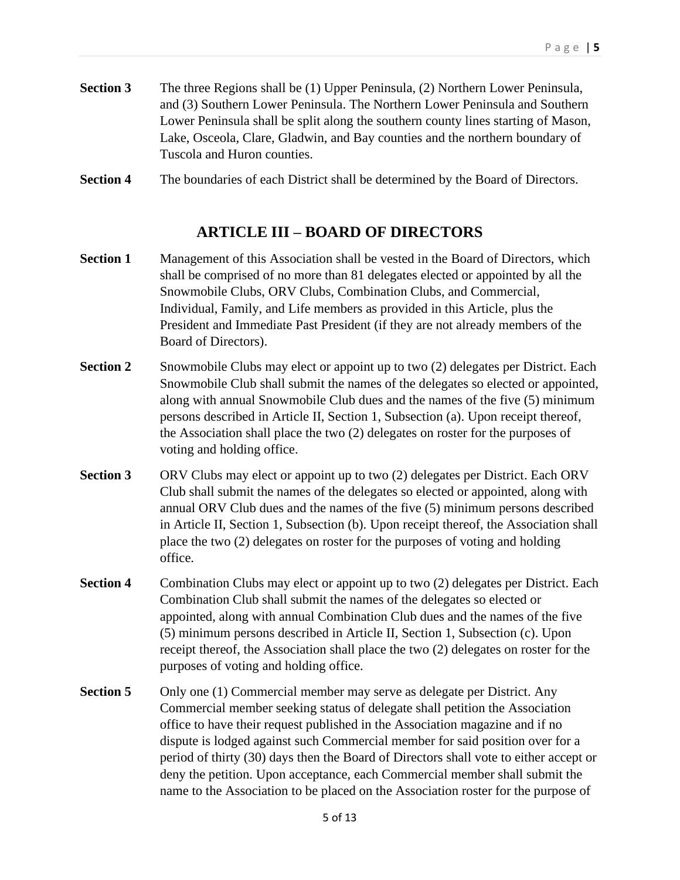**Section 3** The three Regions shall be (1) Upper Peninsula, (2) Northern Lower Peninsula, and (3) Southern Lower Peninsula. The Northern Lower Peninsula and Southern Lower Peninsula shall be split along the southern county lines starting of Mason, Lake, Osceola, Clare, Gladwin, and Bay counties and the northern boundary of Tuscola and Huron counties.

**Section 4** The boundaries of each District shall be determined by the Board of Directors.

## ARTICLE III – BOARD OF DIRECTORS

**Section 1** Management of this Association shall be vested in the Board of Directors, which shall be comprised of no more than 81 delegates elected or appointed by all the Snowmobile Clubs, ORV Clubs, Combination Clubs, and Commercial, Individual, Family, and Life members as provided in this Article, plus the President and Immediate Past President (if they are not already members of the Board of Directors).

**Section 2** Snowmobile Clubs may elect or appoint up to two (2) delegates per District. Each Snowmobile Club shall submit the names of the delegates so elected or appointed, along with annual Snowmobile Club dues and the names of the five (5) minimum persons described in Article II, Section 1, Subsection (a). Upon receipt thereof, the Association shall place the two (2) delegates on roster for the purposes of voting and holding office.

**Section 3** ORV Clubs may elect or appoint up to two (2) delegates per District. Each ORV Club shall submit the names of the delegates so elected or appointed, along with annual ORV Club dues and the names of the five (5) minimum persons described in Article II, Section 1, Subsection (b). Upon receipt thereof, the Association shall place the two (2) delegates on roster for the purposes of voting and holding office.

**Section 4** Combination Clubs may elect or appoint up to two (2) delegates per District. Each Combination Club shall submit the names of the delegates so elected or appointed, along with annual Combination Club dues and the names of the five (5) minimum persons described in Article II, Section 1, Subsection (c). Upon receipt thereof, the Association shall place the two (2) delegates on roster for the purposes of voting and holding office.

**Section 5** Only one (1) Commercial member may serve as delegate per District. Any Commercial member seeking status of delegate shall petition the Association office to have their request published in the Association magazine and if no dispute is lodged against such Commercial member for said position over for a period of thirty (30) days then the Board of Directors shall vote to either accept or deny the petition. Upon acceptance, each Commercial member shall submit the name to the Association to be placed on the Association roster for the purpose of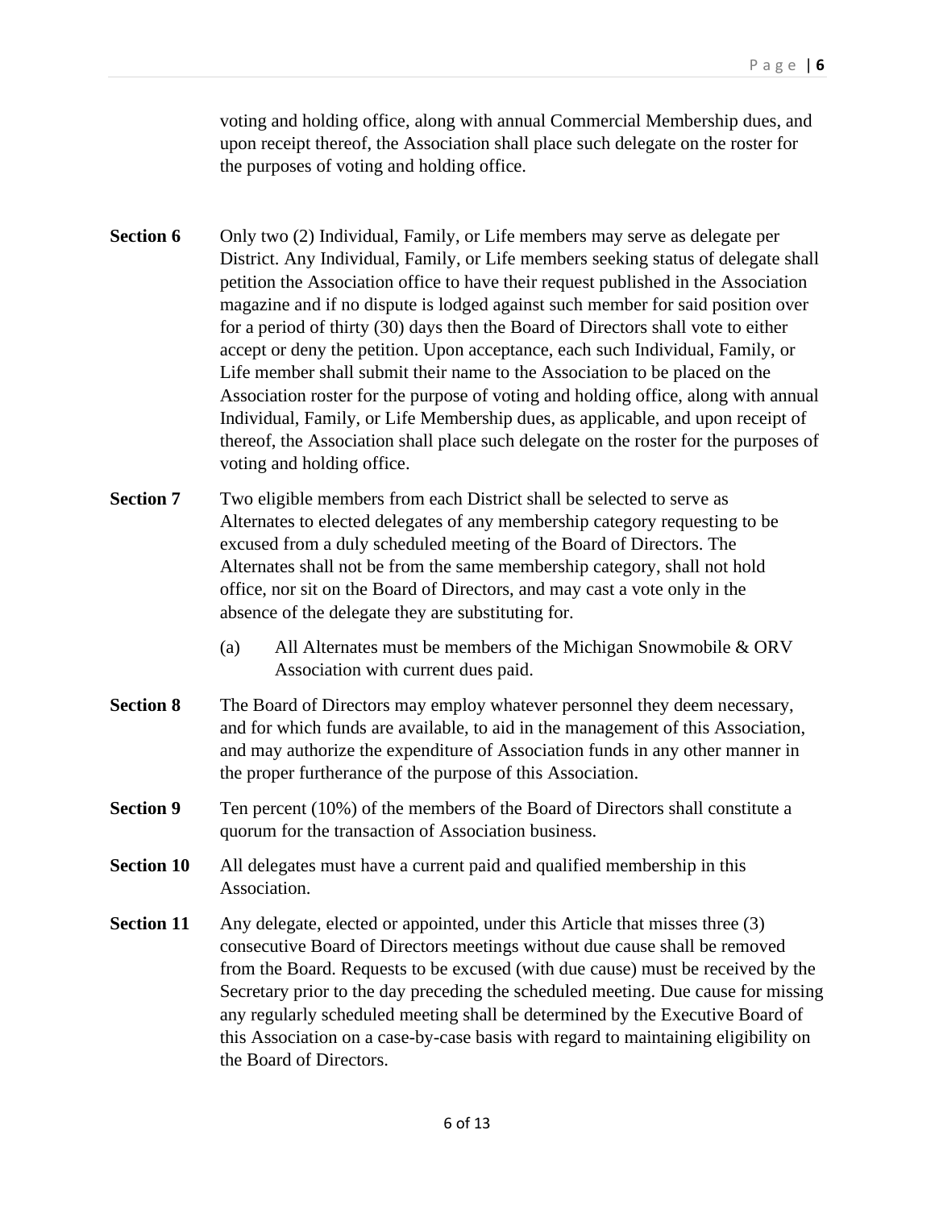voting and holding office, along with annual Commercial Membership dues, and upon receipt thereof, the Association shall place such delegate on the roster for the purposes of voting and holding office.

**Section 6** Only two (2) Individual, Family, or Life members may serve as delegate per District. Any Individual, Family, or Life members seeking status of delegate shall petition the Association office to have their request published in the Association magazine and if no dispute is lodged against such member for said position over for a period of thirty (30) days then the Board of Directors shall vote to either accept or deny the petition. Upon acceptance, each such Individual, Family, or Life member shall submit their name to the Association to be placed on the Association roster for the purpose of voting and holding office, along with annual Individual, Family, or Life Membership dues, as applicable, and upon receipt of thereof, the Association shall place such delegate on the roster for the purposes of voting and holding office.

**Section 7** Two eligible members from each District shall be selected to serve as Alternates to elected delegates of any membership category requesting to be excused from a duly scheduled meeting of the Board of Directors. The Alternates shall not be from the same membership category, shall not hold office, nor sit on the Board of Directors, and may cast a vote only in the absence of the delegate they are substituting for.

(a) All Alternates must be members of the Michigan Snowmobile & ORV Association with current dues paid.

**Section 8** The Board of Directors may employ whatever personnel they deem necessary, and for which funds are available, to aid in the management of this Association, and may authorize the expenditure of Association funds in any other manner in the proper furtherance of the purpose of this Association.

**Section 9** Ten percent (10%) of the members of the Board of Directors shall constitute a quorum for the transaction of Association business.

**Section 10** All delegates must have a current paid and qualified membership in this Association.

**Section 11** Any delegate, elected or appointed, under this Article that misses three (3) consecutive Board of Directors meetings without due cause shall be removed from the Board. Requests to be excused (with due cause) must be received by the Secretary prior to the day preceding the scheduled meeting. Due cause for missing any regularly scheduled meeting shall be determined by the Executive Board of this Association on a case-by-case basis with regard to maintaining eligibility on the Board of Directors.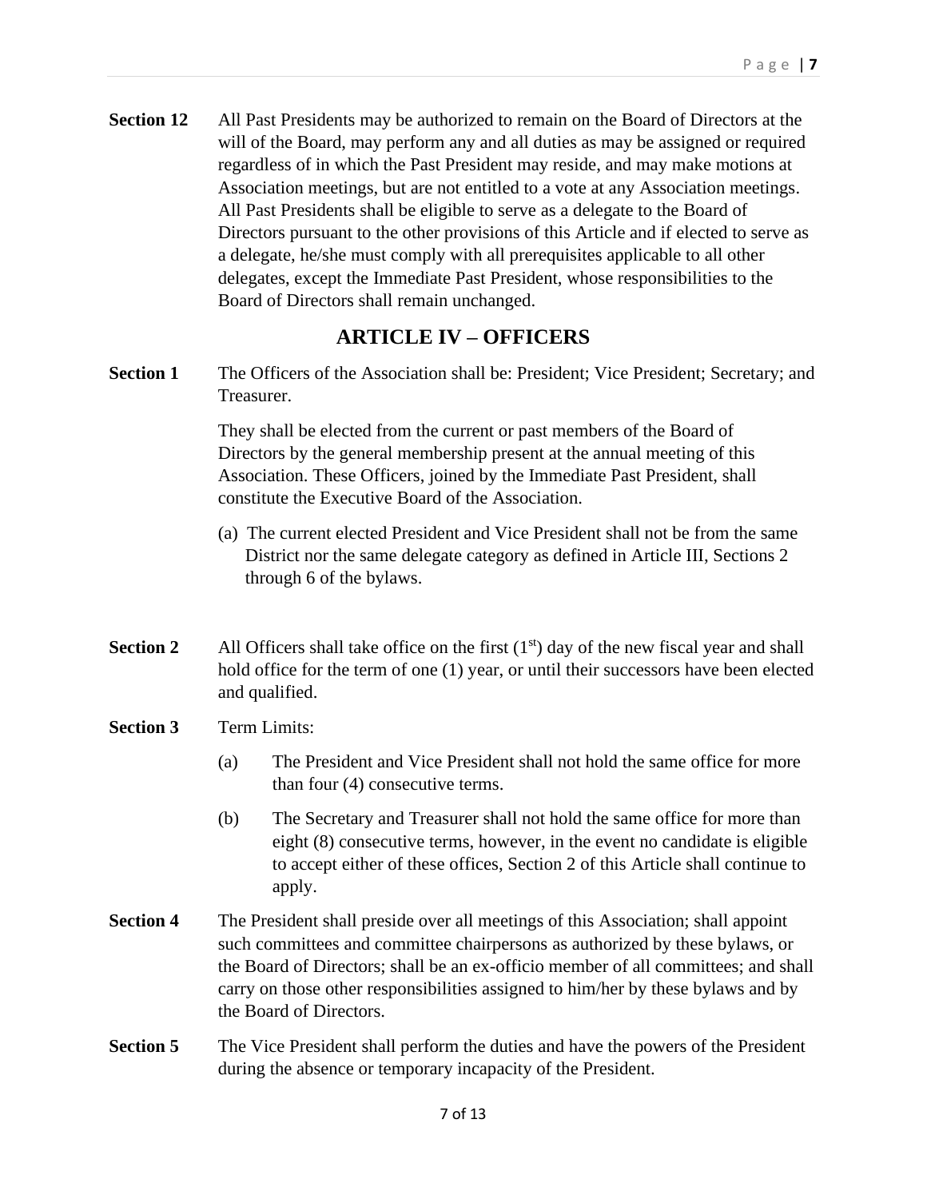**Section 12** All Past Presidents may be authorized to remain on the Board of Directors at the will of the Board, may perform any and all duties as may be assigned or required regardless of in which the Past President may reside, and may make motions at Association meetings, but are not entitled to a vote at any Association meetings. All Past Presidents shall be eligible to serve as a delegate to the Board of Directors pursuant to the other provisions of this Article and if elected to serve as a delegate, he/she must comply with all prerequisites applicable to all other delegates, except the Immediate Past President, whose responsibilities to the Board of Directors shall remain unchanged.

## ARTICLE IV – OFFICERS

**Section 1** The Officers of the Association shall be: President; Vice President; Secretary; and Treasurer.

They shall be elected from the current or past members of the Board of Directors by the general membership present at the annual meeting of this Association. These Officers, joined by the Immediate Past President, shall constitute the Executive Board of the Association.

(a) The current elected President and Vice President shall not be from the same District nor the same delegate category as defined in Article III, Sections 2 through 6 of the bylaws.

**Section 2** All Officers shall take office on the first (1st) day of the new fiscal year and shall hold office for the term of one (1) year, or until their successors have been elected and qualified.

**Section 3** Term Limits:

(a) The President and Vice President shall not hold the same office for more than four (4) consecutive terms.

(b) The Secretary and Treasurer shall not hold the same office for more than eight (8) consecutive terms, however, in the event no candidate is eligible to accept either of these offices, Section 2 of this Article shall continue to apply.

**Section 4** The President shall preside over all meetings of this Association; shall appoint such committees and committee chairpersons as authorized by these bylaws, or the Board of Directors; shall be an ex-officio member of all committees; and shall carry on those other responsibilities assigned to him/her by these bylaws and by the Board of Directors.

**Section 5** The Vice President shall perform the duties and have the powers of the President during the absence or temporary incapacity of the President.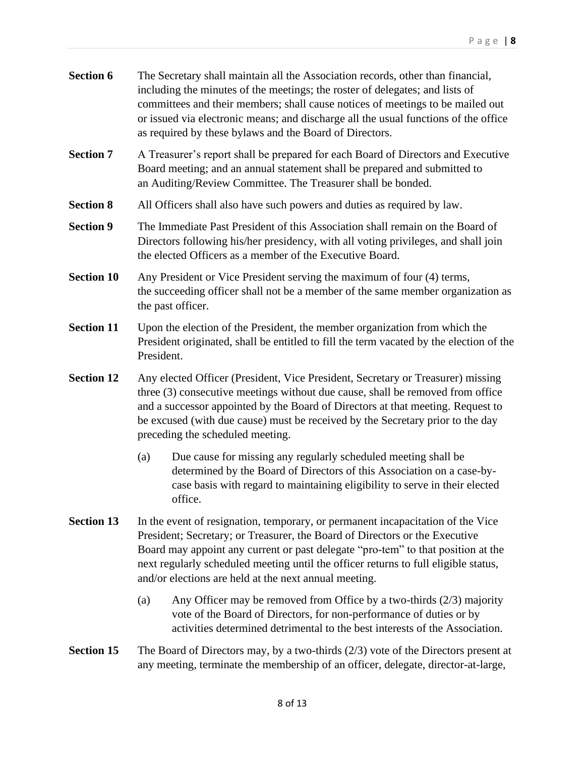**Section 6** The Secretary shall maintain all the Association records, other than financial, including the minutes of the meetings; the roster of delegates; and lists of committees and their members; shall cause notices of meetings to be mailed out or issued via electronic means; and discharge all the usual functions of the office as required by these bylaws and the Board of Directors.

**Section 7** A Treasurer's report shall be prepared for each Board of Directors and Executive Board meeting; and an annual statement shall be prepared and submitted to an Auditing/Review Committee. The Treasurer shall be bonded.

**Section 8** All Officers shall also have such powers and duties as required by law.

**Section 9** The Immediate Past President of this Association shall remain on the Board of Directors following his/her presidency, with all voting privileges, and shall join the elected Officers as a member of the Executive Board.

**Section 10** Any President or Vice President serving the maximum of four (4) terms, the succeeding officer shall not be a member of the same member organization as the past officer.

**Section 11** Upon the election of the President, the member organization from which the President originated, shall be entitled to fill the term vacated by the election of the President.

**Section 12** Any elected Officer (President, Vice President, Secretary or Treasurer) missing three (3) consecutive meetings without due cause, shall be removed from office and a successor appointed by the Board of Directors at that meeting. Request to be excused (with due cause) must be received by the Secretary prior to the day preceding the scheduled meeting.

(a) Due cause for missing any regularly scheduled meeting shall be determined by the Board of Directors of this Association on a case-by-case basis with regard to maintaining eligibility to serve in their elected office.

**Section 13** In the event of resignation, temporary, or permanent incapacitation of the Vice President; Secretary; or Treasurer, the Board of Directors or the Executive Board may appoint any current or past delegate "pro-tem" to that position at the next regularly scheduled meeting until the officer returns to full eligible status, and/or elections are held at the next annual meeting.

(a) Any Officer may be removed from Office by a two-thirds (2/3) majority vote of the Board of Directors, for non-performance of duties or by activities determined detrimental to the best interests of the Association.

**Section 15** The Board of Directors may, by a two-thirds (2/3) vote of the Directors present at any meeting, terminate the membership of an officer, delegate, director-at-large,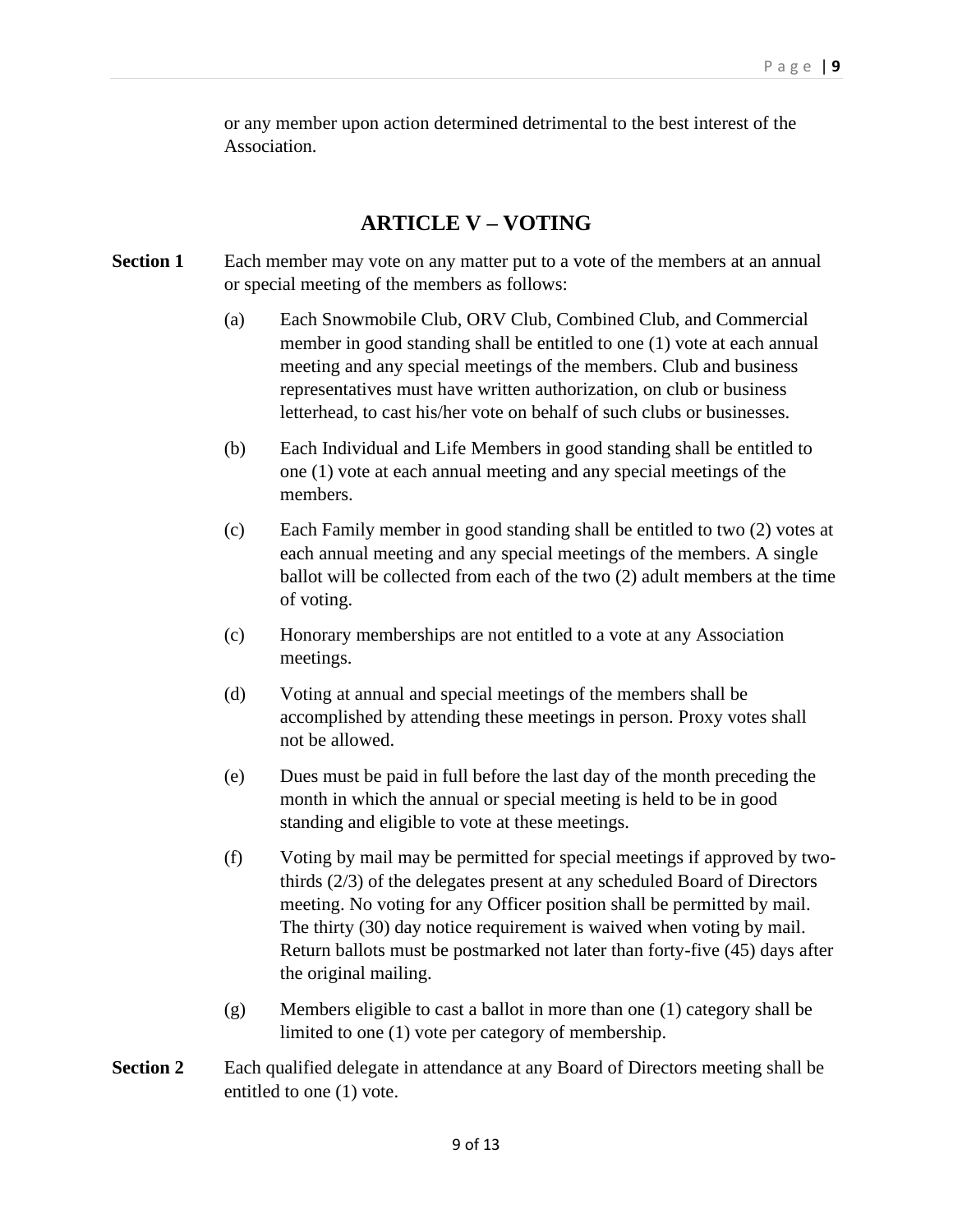or any member upon action determined detrimental to the best interest of the Association.

## ARTICLE V – VOTING

**Section 1** Each member may vote on any matter put to a vote of the members at an annual or special meeting of the members as follows:

(a) Each Snowmobile Club, ORV Club, Combined Club, and Commercial member in good standing shall be entitled to one (1) vote at each annual meeting and any special meetings of the members. Club and business representatives must have written authorization, on club or business letterhead, to cast his/her vote on behalf of such clubs or businesses.

(b) Each Individual and Life Members in good standing shall be entitled to one (1) vote at each annual meeting and any special meetings of the members.

(c) Each Family member in good standing shall be entitled to two (2) votes at each annual meeting and any special meetings of the members. A single ballot will be collected from each of the two (2) adult members at the time of voting.

(c) Honorary memberships are not entitled to a vote at any Association meetings.

(d) Voting at annual and special meetings of the members shall be accomplished by attending these meetings in person. Proxy votes shall not be allowed.

(e) Dues must be paid in full before the last day of the month preceding the month in which the annual or special meeting is held to be in good standing and eligible to vote at these meetings.

(f) Voting by mail may be permitted for special meetings if approved by two-thirds (2/3) of the delegates present at any scheduled Board of Directors meeting. No voting for any Officer position shall be permitted by mail. The thirty (30) day notice requirement is waived when voting by mail. Return ballots must be postmarked not later than forty-five (45) days after the original mailing.

(g) Members eligible to cast a ballot in more than one (1) category shall be limited to one (1) vote per category of membership.

**Section 2** Each qualified delegate in attendance at any Board of Directors meeting shall be entitled to one (1) vote.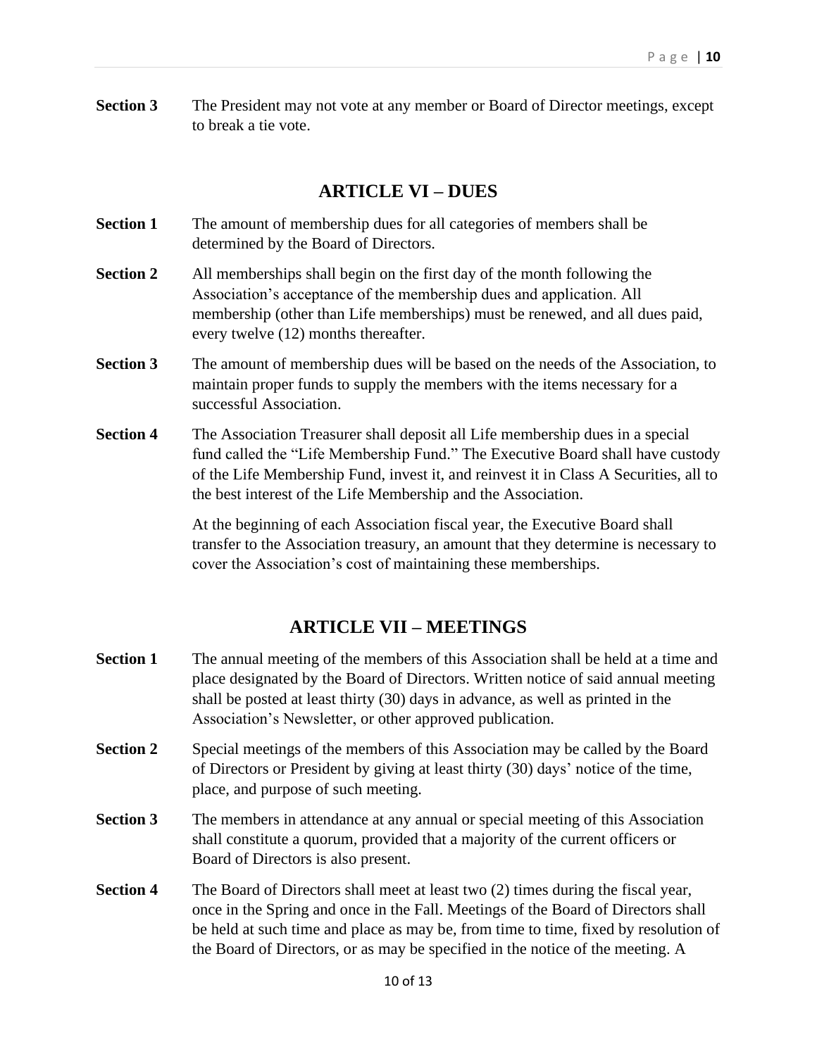**Section 3** The President may not vote at any member or Board of Director meetings, except to break a tie vote.

## ARTICLE VI – DUES

**Section 1** The amount of membership dues for all categories of members shall be determined by the Board of Directors.

**Section 2** All memberships shall begin on the first day of the month following the Association's acceptance of the membership dues and application. All membership (other than Life memberships) must be renewed, and all dues paid, every twelve (12) months thereafter.

**Section 3** The amount of membership dues will be based on the needs of the Association, to maintain proper funds to supply the members with the items necessary for a successful Association.

**Section 4** The Association Treasurer shall deposit all Life membership dues in a special fund called the "Life Membership Fund." The Executive Board shall have custody of the Life Membership Fund, invest it, and reinvest it in Class A Securities, all to the best interest of the Life Membership and the Association.

At the beginning of each Association fiscal year, the Executive Board shall transfer to the Association treasury, an amount that they determine is necessary to cover the Association's cost of maintaining these memberships.

## ARTICLE VII – MEETINGS

**Section 1** The annual meeting of the members of this Association shall be held at a time and place designated by the Board of Directors. Written notice of said annual meeting shall be posted at least thirty (30) days in advance, as well as printed in the Association's Newsletter, or other approved publication.

**Section 2** Special meetings of the members of this Association may be called by the Board of Directors or President by giving at least thirty (30) days' notice of the time, place, and purpose of such meeting.

**Section 3** The members in attendance at any annual or special meeting of this Association shall constitute a quorum, provided that a majority of the current officers or Board of Directors is also present.

**Section 4** The Board of Directors shall meet at least two (2) times during the fiscal year, once in the Spring and once in the Fall. Meetings of the Board of Directors shall be held at such time and place as may be, from time to time, fixed by resolution of the Board of Directors, or as may be specified in the notice of the meeting. A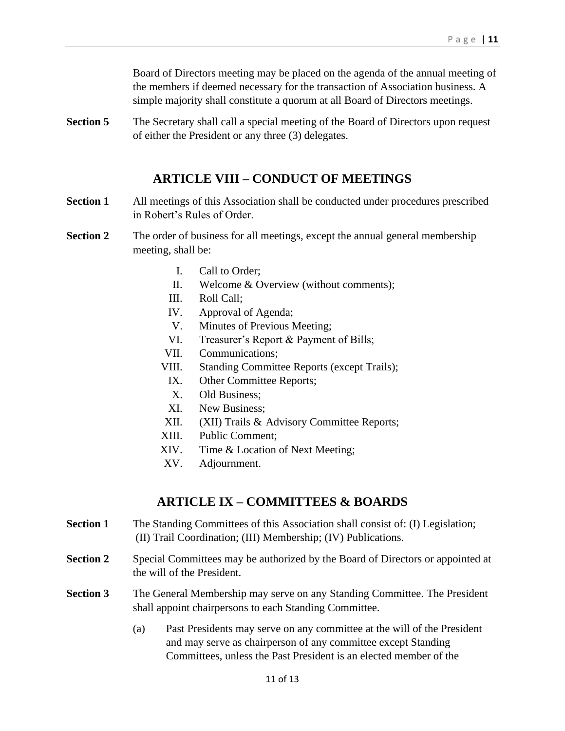Board of Directors meeting may be placed on the agenda of the annual meeting of the members if deemed necessary for the transaction of Association business. A simple majority shall constitute a quorum at all Board of Directors meetings.

**Section 5** The Secretary shall call a special meeting of the Board of Directors upon request of either the President or any three (3) delegates.

## ARTICLE VIII – CONDUCT OF MEETINGS

**Section 1** All meetings of this Association shall be conducted under procedures prescribed in Robert's Rules of Order.

**Section 2** The order of business for all meetings, except the annual general membership meeting, shall be:

- I. Call to Order;
- II. Welcome & Overview (without comments);
- III. Roll Call;
- IV. Approval of Agenda;
- V. Minutes of Previous Meeting;
- VI. Treasurer's Report & Payment of Bills;
- VII. Communications;
- VIII. Standing Committee Reports (except Trails);
- IX. Other Committee Reports;
- X. Old Business;
- XI. New Business;
- XII. (XII) Trails & Advisory Committee Reports;
- XIII. Public Comment;
- XIV. Time & Location of Next Meeting;
- XV. Adjournment.

## ARTICLE IX – COMMITTEES & BOARDS

**Section 1** The Standing Committees of this Association shall consist of: (I) Legislation; (II) Trail Coordination; (III) Membership; (IV) Publications.

**Section 2** Special Committees may be authorized by the Board of Directors or appointed at the will of the President.

**Section 3** The General Membership may serve on any Standing Committee. The President shall appoint chairpersons to each Standing Committee.

(a) Past Presidents may serve on any committee at the will of the President and may serve as chairperson of any committee except Standing Committees, unless the Past President is an elected member of the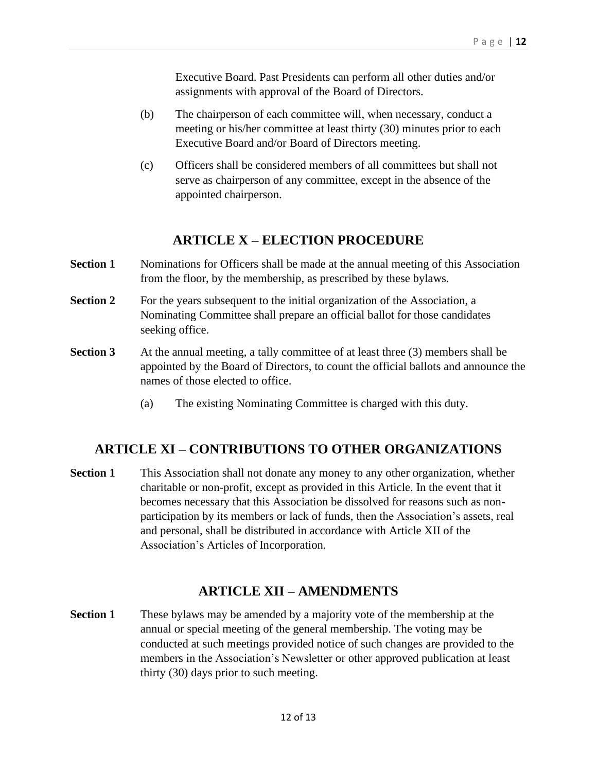Executive Board. Past Presidents can perform all other duties and/or assignments with approval of the Board of Directors.

(b) The chairperson of each committee will, when necessary, conduct a meeting or his/her committee at least thirty (30) minutes prior to each Executive Board and/or Board of Directors meeting.

(c) Officers shall be considered members of all committees but shall not serve as chairperson of any committee, except in the absence of the appointed chairperson.

## ARTICLE X – ELECTION PROCEDURE

**Section 1** Nominations for Officers shall be made at the annual meeting of this Association from the floor, by the membership, as prescribed by these bylaws.

**Section 2** For the years subsequent to the initial organization of the Association, a Nominating Committee shall prepare an official ballot for those candidates seeking office.

**Section 3** At the annual meeting, a tally committee of at least three (3) members shall be appointed by the Board of Directors, to count the official ballots and announce the names of those elected to office.

(a) The existing Nominating Committee is charged with this duty.

## ARTICLE XI – CONTRIBUTIONS TO OTHER ORGANIZATIONS

**Section 1** This Association shall not donate any money to any other organization, whether charitable or non-profit, except as provided in this Article. In the event that it becomes necessary that this Association be dissolved for reasons such as non-participation by its members or lack of funds, then the Association's assets, real and personal, shall be distributed in accordance with Article XII of the Association's Articles of Incorporation.

## ARTICLE XII – AMENDMENTS

**Section 1** These bylaws may be amended by a majority vote of the membership at the annual or special meeting of the general membership. The voting may be conducted at such meetings provided notice of such changes are provided to the members in the Association's Newsletter or other approved publication at least thirty (30) days prior to such meeting.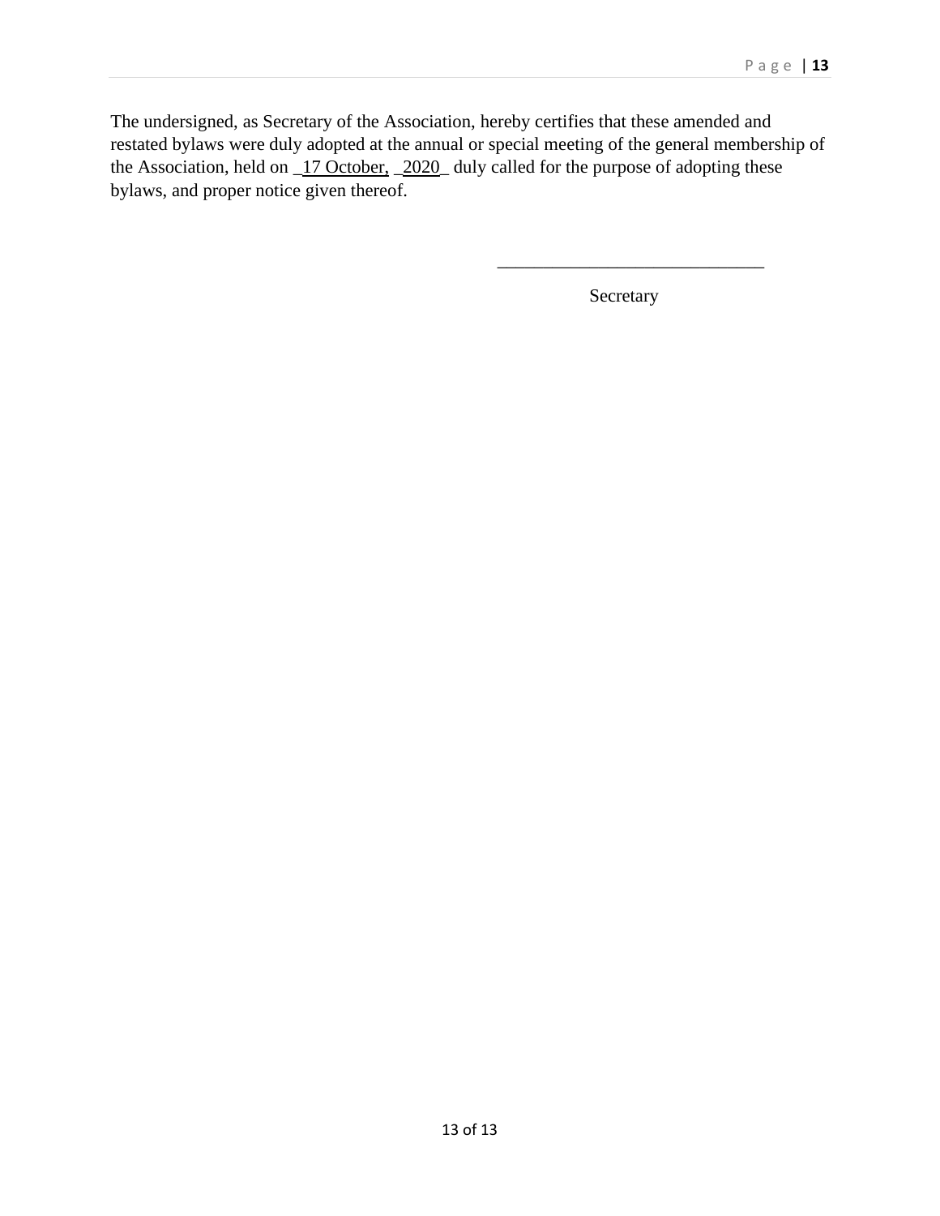The undersigned, as Secretary of the Association, hereby certifies that these amended and restated bylaws were duly adopted at the annual or special meeting of the general membership of the Association, held on _17 October, _2020_ duly called for the purpose of adopting these bylaws, and proper notice given thereof.

_____________________________

Secretary